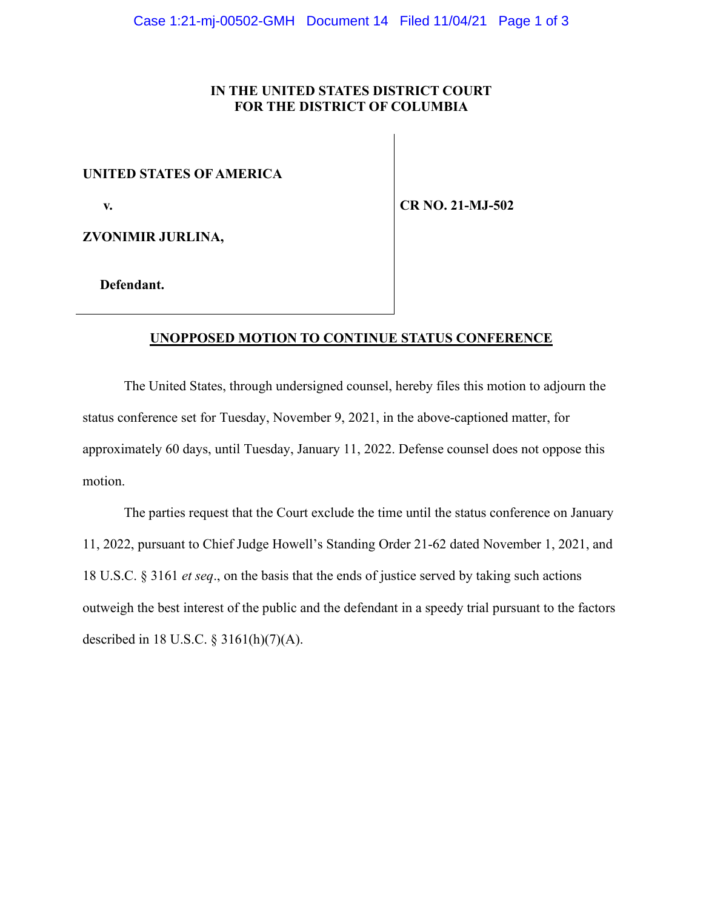**IN THE UNITED STATES DISTRICT COURT**
**FOR THE DISTRICT OF COLUMBIA**

| | |
|---|---|
| **UNITED STATES OF AMERICA** | |
| **v.** | **CR NO. 21-MJ-502** |
| **ZVONIMIR JURLINA,** | |
| **Defendant.** | |

**UNOPPOSED MOTION TO CONTINUE STATUS CONFERENCE**

The United States, through undersigned counsel, hereby files this motion to adjourn the status conference set for Tuesday, November 9, 2021, in the above-captioned matter, for approximately 60 days, until Tuesday, January 11, 2022. Defense counsel does not oppose this motion.

The parties request that the Court exclude the time until the status conference on January 11, 2022, pursuant to Chief Judge Howell's Standing Order 21-62 dated November 1, 2021, and 18 U.S.C. § 3161 *et seq*., on the basis that the ends of justice served by taking such actions outweigh the best interest of the public and the defendant in a speedy trial pursuant to the factors described in 18 U.S.C. § 3161(h)(7)(A).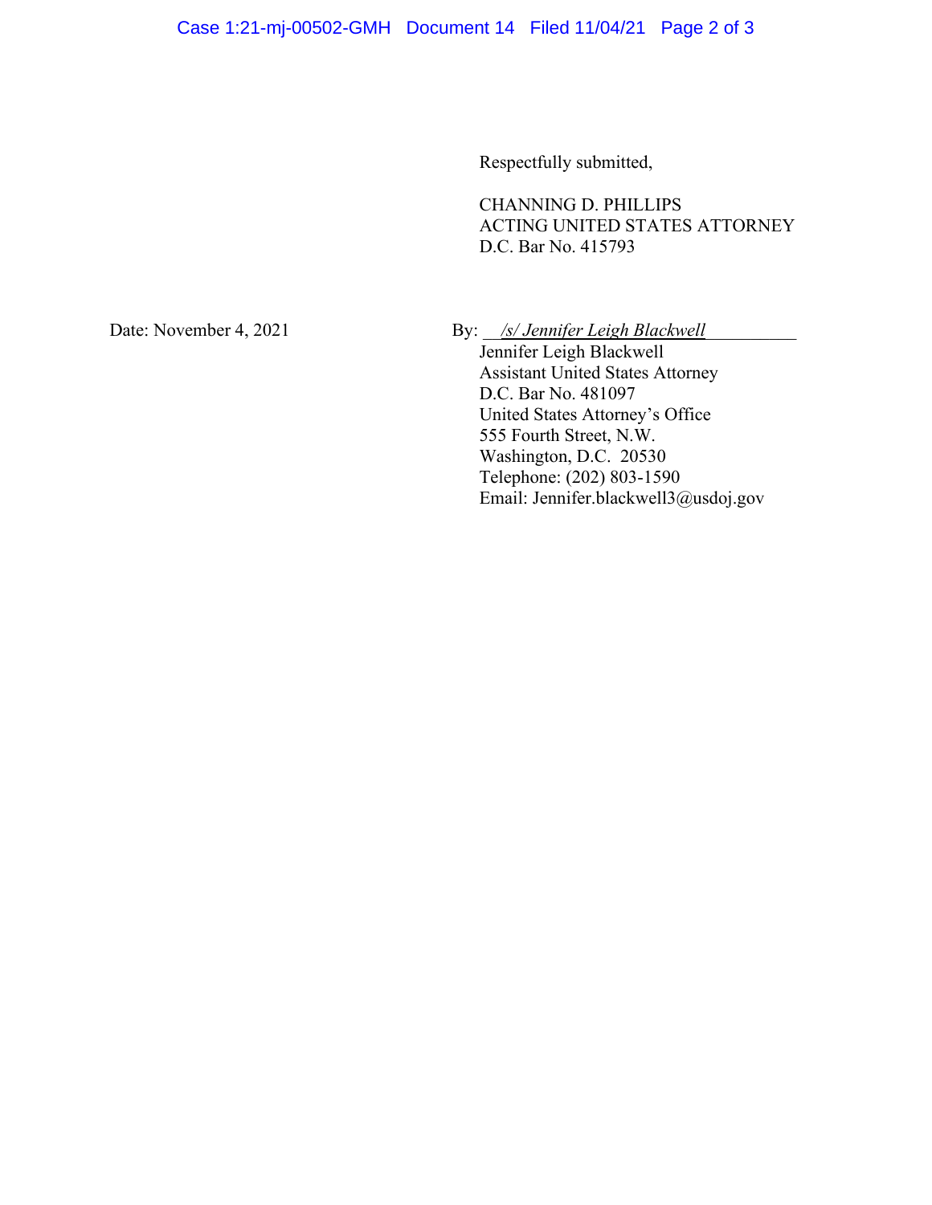Respectfully submitted,

CHANNING D. PHILLIPS
ACTING UNITED STATES ATTORNEY
D.C. Bar No. 415793

Date: November 4, 2021

By: *\/s\/ Jennifer Leigh Blackwell*
Jennifer Leigh Blackwell
Assistant United States Attorney
D.C. Bar No. 481097
United States Attorney's Office
555 Fourth Street, N.W.
Washington, D.C. 20530
Telephone: (202) 803-1590
Email: Jennifer.blackwell3@usdoj.gov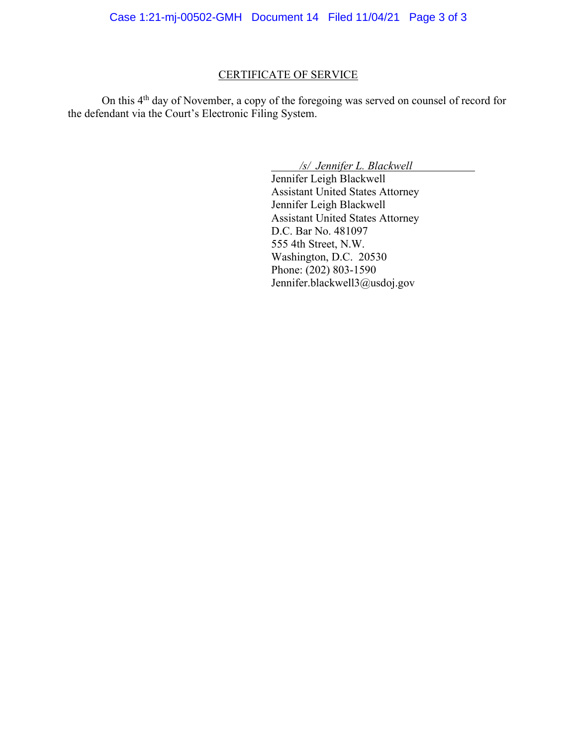## CERTIFICATE OF SERVICE

On this 4th day of November, a copy of the foregoing was served on counsel of record for the defendant via the Court's Electronic Filing System.

*/s/ Jennifer L. Blackwell*
Jennifer Leigh Blackwell
Assistant United States Attorney
Jennifer Leigh Blackwell
Assistant United States Attorney
D.C. Bar No. 481097
555 4th Street, N.W.
Washington, D.C. 20530
Phone: (202) 803-1590
Jennifer.blackwell3@usdoj.gov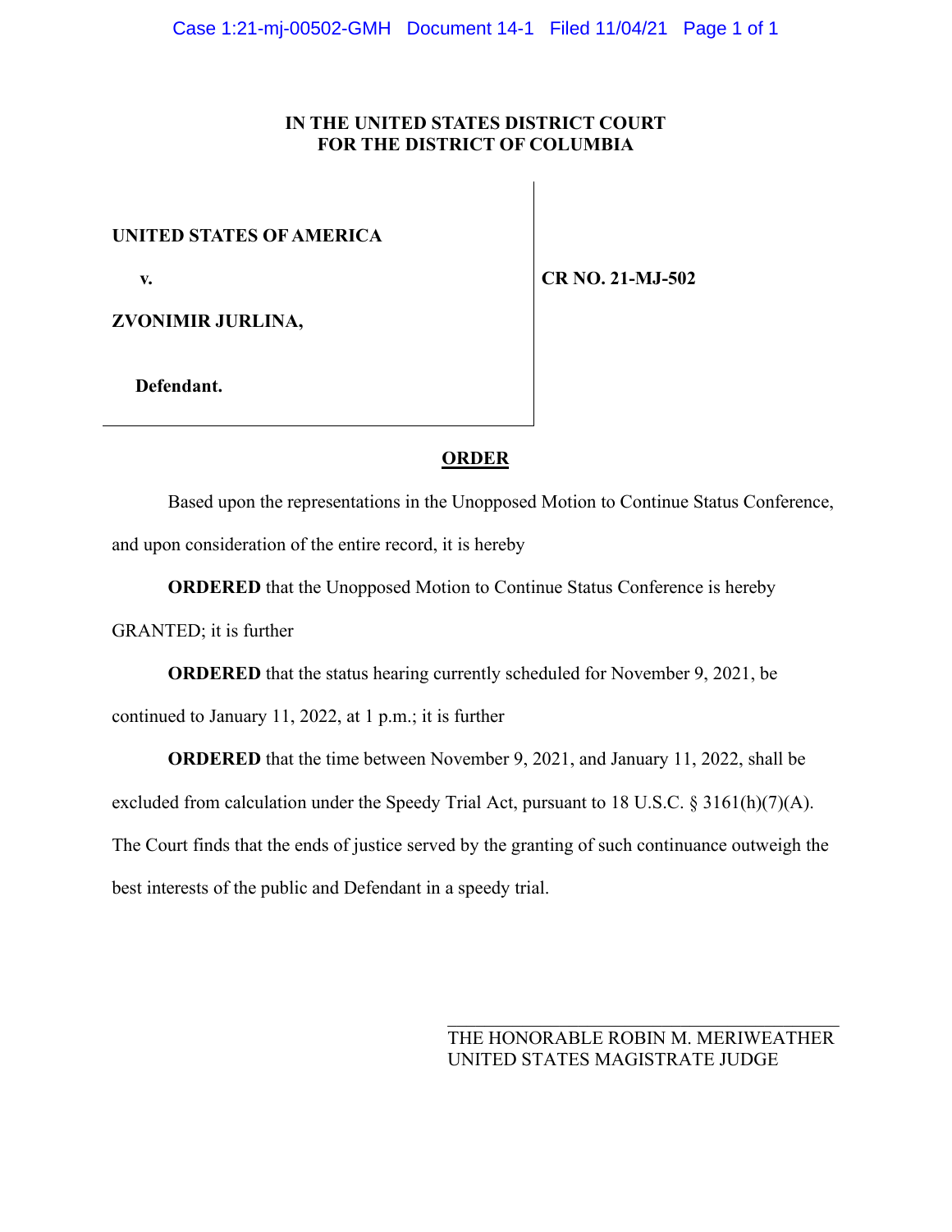**IN THE UNITED STATES DISTRICT COURT**
**FOR THE DISTRICT OF COLUMBIA**

| | |
|---|---|
| **UNITED STATES OF AMERICA** | |
| **v.** | **CR NO. 21-MJ-502** |
| **ZVONIMIR JURLINA,** | |
| **Defendant.** | |

## ORDER

Based upon the representations in the Unopposed Motion to Continue Status Conference, and upon consideration of the entire record, it is hereby

**ORDERED** that the Unopposed Motion to Continue Status Conference is hereby GRANTED; it is further

**ORDERED** that the status hearing currently scheduled for November 9, 2021, be continued to January 11, 2022, at 1 p.m.; it is further

**ORDERED** that the time between November 9, 2021, and January 11, 2022, shall be excluded from calculation under the Speedy Trial Act, pursuant to 18 U.S.C. § 3161(h)(7)(A). The Court finds that the ends of justice served by the granting of such continuance outweigh the best interests of the public and Defendant in a speedy trial.

THE HONORABLE ROBIN M. MERIWEATHER
UNITED STATES MAGISTRATE JUDGE